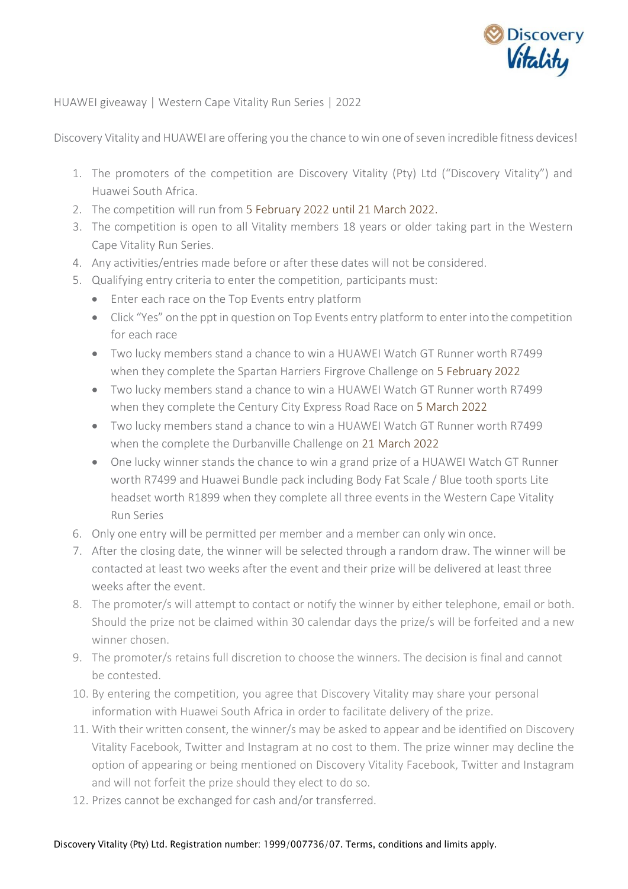HUAWEI giveaway | Western Cape Vitality Run Series | 2022

Discovery Vitality and HUAWEI are offering you the chance to win one of seven incredible fitness devices!

1. The promoters of the competition are Discovery Vitality (Pty) Ltd ("Discovery Vitality") and Huawei South Africa.
2. The competition will run from 5 February 2022 until 21 March 2022.
3. The competition is open to all Vitality members 18 years or older taking part in the Western Cape Vitality Run Series.
4. Any activities/entries made before or after these dates will not be considered.
5. Qualifying entry criteria to enter the competition, participants must:
   - Enter each race on the Top Events entry platform
   - Click "Yes" on the ppt in question on Top Events entry platform to enter into the competition for each race
   - Two lucky members stand a chance to win a HUAWEI Watch GT Runner worth R7499 when they complete the Spartan Harriers Firgrove Challenge on 5 February 2022
   - Two lucky members stand a chance to win a HUAWEI Watch GT Runner worth R7499 when they complete the Century City Express Road Race on 5 March 2022
   - Two lucky members stand a chance to win a HUAWEI Watch GT Runner worth R7499 when the complete the Durbanville Challenge on 21 March 2022
   - One lucky winner stands the chance to win a grand prize of a HUAWEI Watch GT Runner worth R7499 and Huawei Bundle pack including Body Fat Scale / Blue tooth sports Lite headset worth R1899 when they complete all three events in the Western Cape Vitality Run Series
6. Only one entry will be permitted per member and a member can only win once.
7. After the closing date, the winner will be selected through a random draw. The winner will be contacted at least two weeks after the event and their prize will be delivered at least three weeks after the event.
8. The promoter/s will attempt to contact or notify the winner by either telephone, email or both. Should the prize not be claimed within 30 calendar days the prize/s will be forfeited and a new winner chosen.
9. The promoter/s retains full discretion to choose the winners. The decision is final and cannot be contested.
10. By entering the competition, you agree that Discovery Vitality may share your personal information with Huawei South Africa in order to facilitate delivery of the prize.
11. With their written consent, the winner/s may be asked to appear and be identified on Discovery Vitality Facebook, Twitter and Instagram at no cost to them. The prize winner may decline the option of appearing or being mentioned on Discovery Vitality Facebook, Twitter and Instagram and will not forfeit the prize should they elect to do so.
12. Prizes cannot be exchanged for cash and/or transferred.

Discovery Vitality (Pty) Ltd. Registration number: 1999/007736/07. Terms, conditions and limits apply.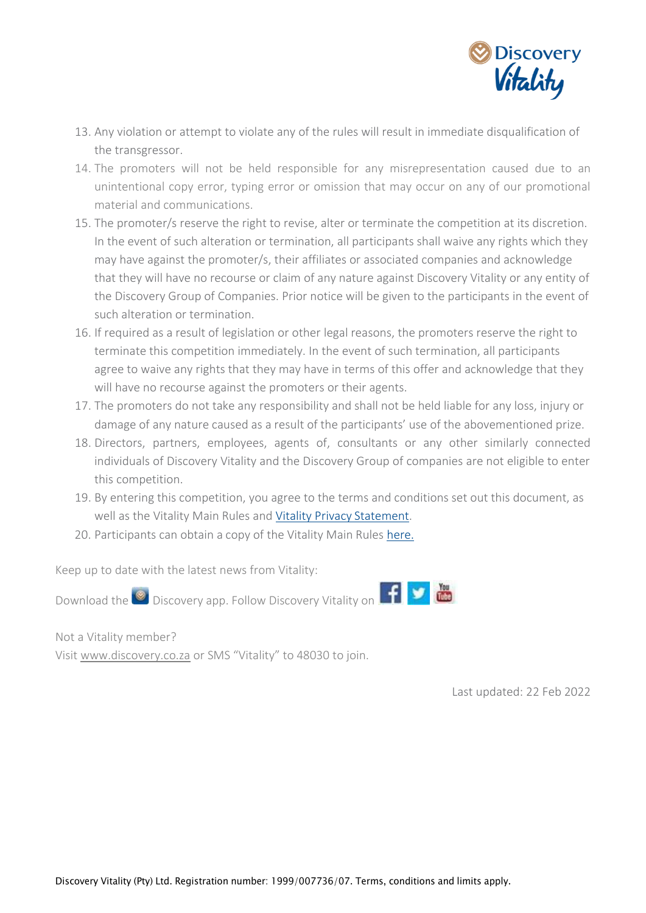13. Any violation or attempt to violate any of the rules will result in immediate disqualification of the transgressor.
14. The promoters will not be held responsible for any misrepresentation caused due to an unintentional copy error, typing error or omission that may occur on any of our promotional material and communications.
15. The promoter/s reserve the right to revise, alter or terminate the competition at its discretion. In the event of such alteration or termination, all participants shall waive any rights which they may have against the promoter/s, their affiliates or associated companies and acknowledge that they will have no recourse or claim of any nature against Discovery Vitality or any entity of the Discovery Group of Companies. Prior notice will be given to the participants in the event of such alteration or termination.
16. If required as a result of legislation or other legal reasons, the promoters reserve the right to terminate this competition immediately. In the event of such termination, all participants agree to waive any rights that they may have in terms of this offer and acknowledge that they will have no recourse against the promoters or their agents.
17. The promoters do not take any responsibility and shall not be held liable for any loss, injury or damage of any nature caused as a result of the participants' use of the abovementioned prize.
18. Directors, partners, employees, agents of, consultants or any other similarly connected individuals of Discovery Vitality and the Discovery Group of companies are not eligible to enter this competition.
19. By entering this competition, you agree to the terms and conditions set out this document, as well as the Vitality Main Rules and Vitality Privacy Statement.
20. Participants can obtain a copy of the Vitality Main Rules here.

Keep up to date with the latest news from Vitality:

Download the Discovery app. Follow Discovery Vitality on

Not a Vitality member?
Visit www.discovery.co.za or SMS "Vitality" to 48030 to join.

Last updated: 22 Feb 2022

Discovery Vitality (Pty) Ltd. Registration number: 1999/007736/07. Terms, conditions and limits apply.